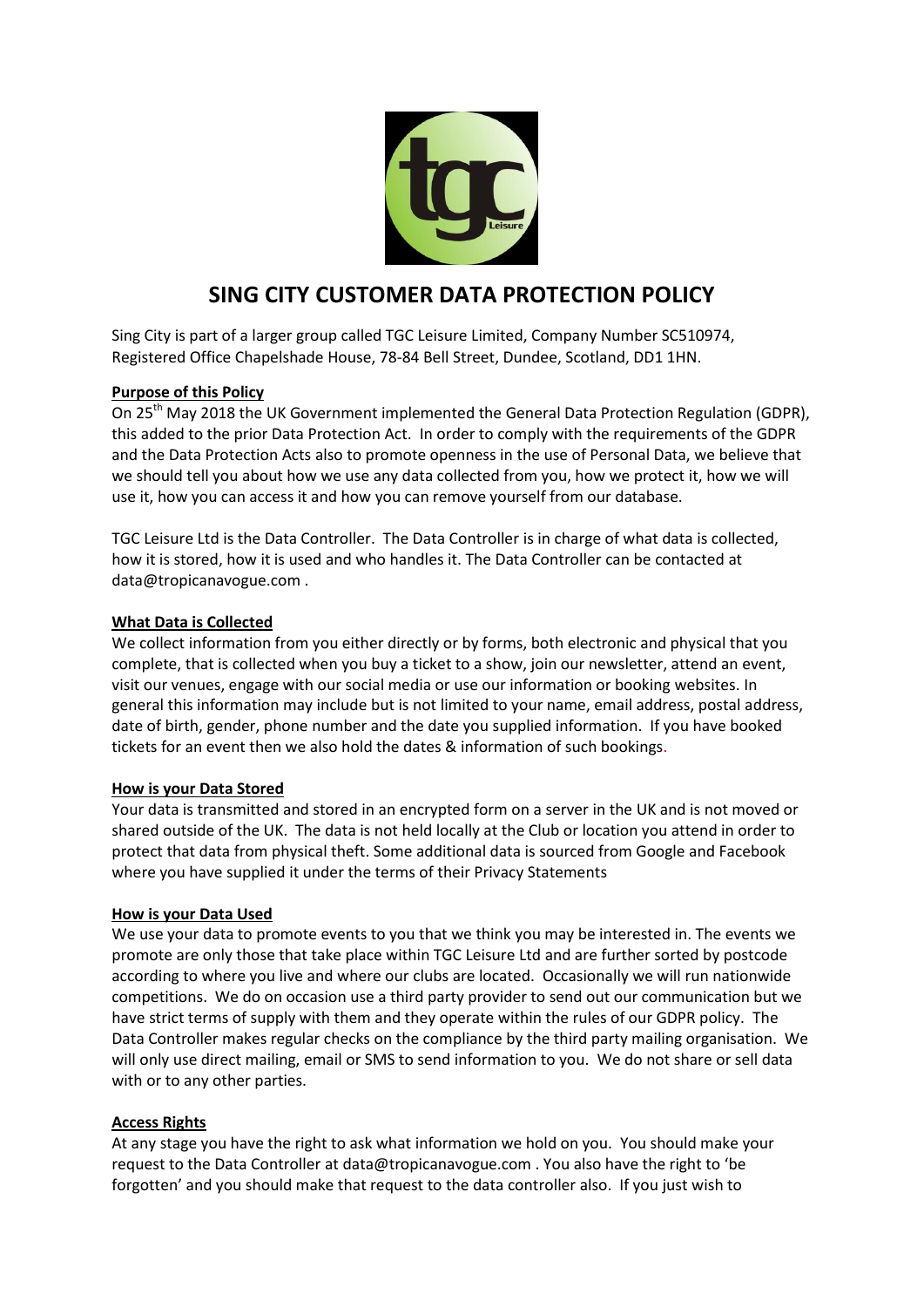# SING CITY CUSTOMER DATA PROTECTION POLICY

Sing City is part of a larger group called TGC Leisure Limited, Company Number SC510974, Registered Office Chapelshade House, 78-84 Bell Street, Dundee, Scotland, DD1 1HN.

**Purpose of this Policy**

On 25th May 2018 the UK Government implemented the General Data Protection Regulation (GDPR), this added to the prior Data Protection Act. In order to comply with the requirements of the GDPR and the Data Protection Acts also to promote openness in the use of Personal Data, we believe that we should tell you about how we use any data collected from you, how we protect it, how we will use it, how you can access it and how you can remove yourself from our database.

TGC Leisure Ltd is the Data Controller. The Data Controller is in charge of what data is collected, how it is stored, how it is used and who handles it. The Data Controller can be contacted at data@tropicanavogue.com .

**What Data is Collected**

We collect information from you either directly or by forms, both electronic and physical that you complete, that is collected when you buy a ticket to a show, join our newsletter, attend an event, visit our venues, engage with our social media or use our information or booking websites. In general this information may include but is not limited to your name, email address, postal address, date of birth, gender, phone number and the date you supplied information. If you have booked tickets for an event then we also hold the dates & information of such bookings.

**How is your Data Stored**

Your data is transmitted and stored in an encrypted form on a server in the UK and is not moved or shared outside of the UK. The data is not held locally at the Club or location you attend in order to protect that data from physical theft. Some additional data is sourced from Google and Facebook where you have supplied it under the terms of their Privacy Statements

**How is your Data Used**

We use your data to promote events to you that we think you may be interested in. The events we promote are only those that take place within TGC Leisure Ltd and are further sorted by postcode according to where you live and where our clubs are located. Occasionally we will run nationwide competitions. We do on occasion use a third party provider to send out our communication but we have strict terms of supply with them and they operate within the rules of our GDPR policy. The Data Controller makes regular checks on the compliance by the third party mailing organisation. We will only use direct mailing, email or SMS to send information to you. We do not share or sell data with or to any other parties.

**Access Rights**

At any stage you have the right to ask what information we hold on you. You should make your request to the Data Controller at data@tropicanavogue.com . You also have the right to 'be forgotten' and you should make that request to the data controller also. If you just wish to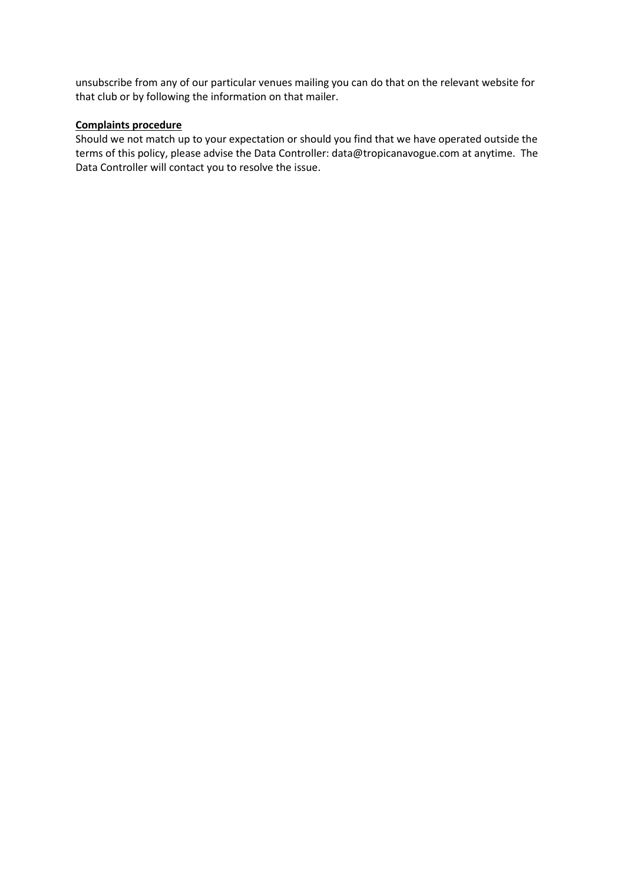unsubscribe from any of our particular venues mailing you can do that on the relevant website for that club or by following the information on that mailer.

**Complaints procedure**

Should we not match up to your expectation or should you find that we have operated outside the terms of this policy, please advise the Data Controller: data@tropicanavogue.com at anytime. The Data Controller will contact you to resolve the issue.